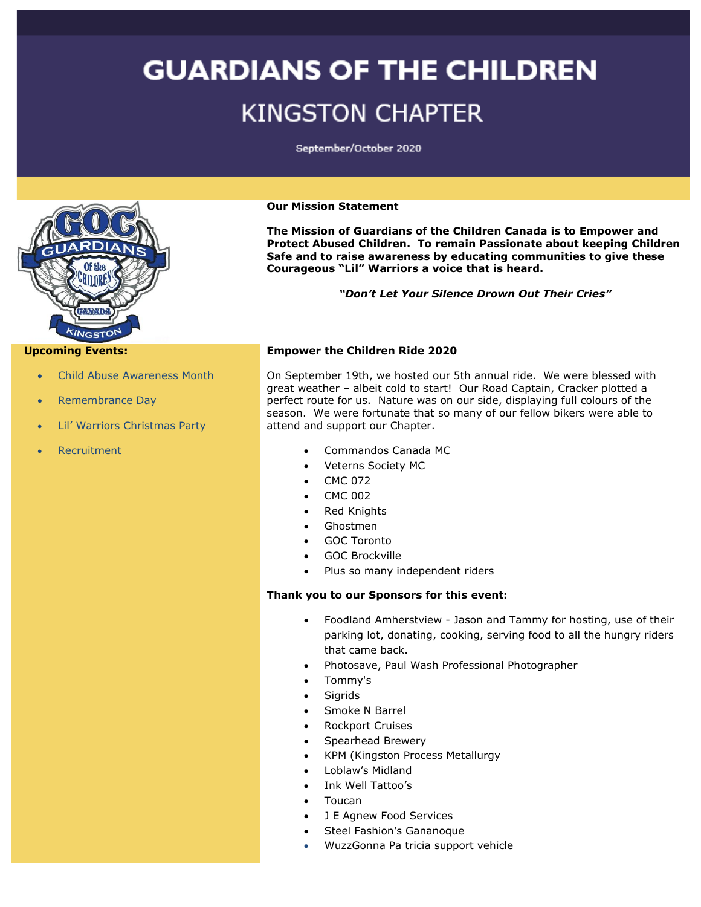# GUARDIANS OF THE CHILDREN

## KINGSTON CHAPTER

September/October 2020

**Our Mission Statement**

**The Mission of Guardians of the Children Canada is to Empower and Protect Abused Children. To remain Passionate about keeping Children Safe and to raise awareness by educating communities to give these Courageous "Lil" Warriors a voice that is heard.**

***"Don't Let Your Silence Drown Out Their Cries"***

**Upcoming Events:**

- Child Abuse Awareness Month
- Remembrance Day
- Lil' Warriors Christmas Party
- Recruitment

**Empower the Children Ride 2020**

On September 19th, we hosted our 5th annual ride. We were blessed with great weather – albeit cold to start! Our Road Captain, Cracker plotted a perfect route for us. Nature was on our side, displaying full colours of the season. We were fortunate that so many of our fellow bikers were able to attend and support our Chapter.

- Commandos Canada MC
- Veterns Society MC
- CMC 072
- CMC 002
- Red Knights
- Ghostmen
- GOC Toronto
- GOC Brockville
- Plus so many independent riders

**Thank you to our Sponsors for this event:**

- Foodland Amherstview - Jason and Tammy for hosting, use of their parking lot, donating, cooking, serving food to all the hungry riders that came back.
- Photosave, Paul Wash Professional Photographer
- Tommy's
- Sigrids
- Smoke N Barrel
- Rockport Cruises
- Spearhead Brewery
- KPM (Kingston Process Metallurgy
- Loblaw's Midland
- Ink Well Tattoo's
- Toucan
- J E Agnew Food Services
- Steel Fashion's Gananoque
- WuzzGonna Pa tricia support vehicle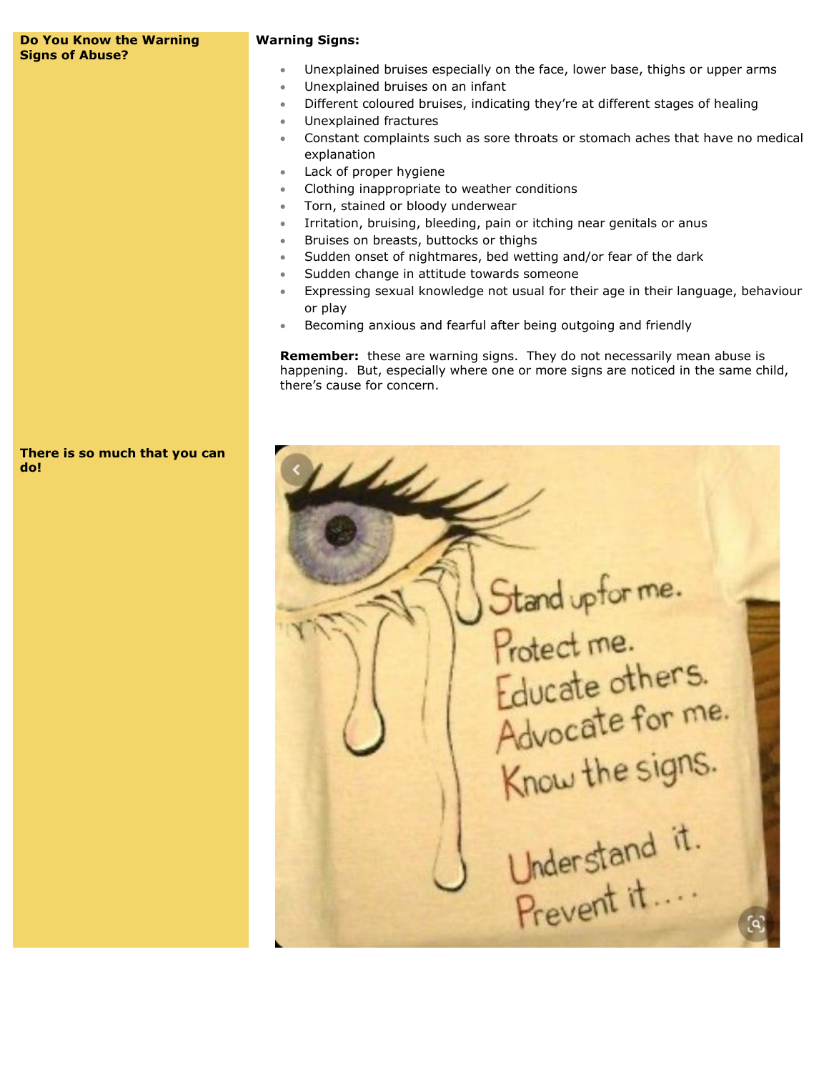**Do You Know the Warning Signs of Abuse?**

**Warning Signs:**

- Unexplained bruises especially on the face, lower base, thighs or upper arms
- Unexplained bruises on an infant
- Different coloured bruises, indicating they're at different stages of healing
- Unexplained fractures
- Constant complaints such as sore throats or stomach aches that have no medical explanation
- Lack of proper hygiene
- Clothing inappropriate to weather conditions
- Torn, stained or bloody underwear
- Irritation, bruising, bleeding, pain or itching near genitals or anus
- Bruises on breasts, buttocks or thighs
- Sudden onset of nightmares, bed wetting and/or fear of the dark
- Sudden change in attitude towards someone
- Expressing sexual knowledge not usual for their age in their language, behaviour or play
- Becoming anxious and fearful after being outgoing and friendly

**Remember:** these are warning signs. They do not necessarily mean abuse is happening. But, especially where one or more signs are noticed in the same child, there's cause for concern.

**There is so much that you can do!**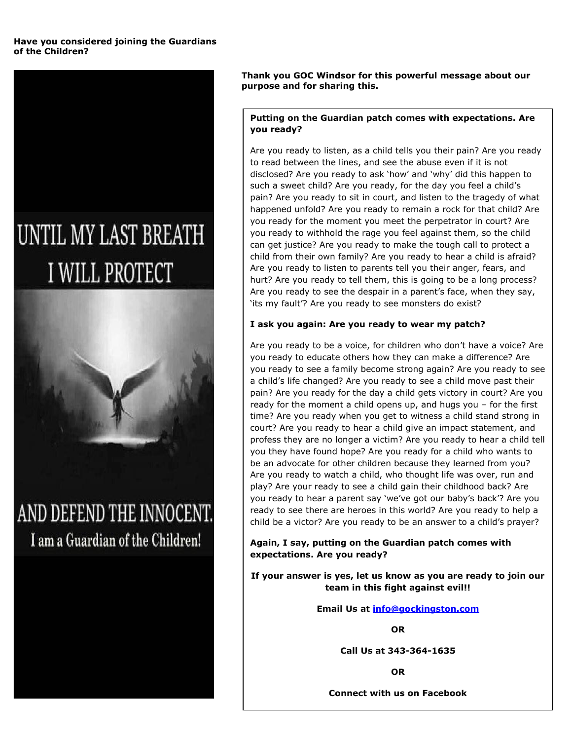**Have you considered joining the Guardians of the Children?**

UNTIL MY LAST BREATH I WILL PROTECT AND DEFEND THE INNOCENT.

I am a Guardian of the Children!

**Thank you GOC Windsor for this powerful message about our purpose and for sharing this.**

**Putting on the Guardian patch comes with expectations. Are you ready?**

Are you ready to listen, as a child tells you their pain? Are you ready to read between the lines, and see the abuse even if it is not disclosed? Are you ready to ask 'how' and 'why' did this happen to such a sweet child? Are you ready, for the day you feel a child's pain? Are you ready to sit in court, and listen to the tragedy of what happened unfold? Are you ready to remain a rock for that child? Are you ready for the moment you meet the perpetrator in court? Are you ready to withhold the rage you feel against them, so the child can get justice? Are you ready to make the tough call to protect a child from their own family? Are you ready to hear a child is afraid? Are you ready to listen to parents tell you their anger, fears, and hurt? Are you ready to tell them, this is going to be a long process? Are you ready to see the despair in a parent's face, when they say, 'its my fault'? Are you ready to see monsters do exist?

**I ask you again: Are you ready to wear my patch?**

Are you ready to be a voice, for children who don't have a voice? Are you ready to educate others how they can make a difference? Are you ready to see a family become strong again? Are you ready to see a child's life changed? Are you ready to see a child move past their pain? Are you ready for the day a child gets victory in court? Are you ready for the moment a child opens up, and hugs you – for the first time? Are you ready when you get to witness a child stand strong in court? Are you ready to hear a child give an impact statement, and profess they are no longer a victim? Are you ready to hear a child tell you they have found hope? Are you ready for a child who wants to be an advocate for other children because they learned from you? Are you ready to watch a child, who thought life was over, run and play? Are your ready to see a child gain their childhood back? Are you ready to hear a parent say 'we've got our baby's back'? Are you ready to see there are heroes in this world? Are you ready to help a child be a victor? Are you ready to be an answer to a child's prayer?

**Again, I say, putting on the Guardian patch comes with expectations. Are you ready?**

**If your answer is yes, let us know as you are ready to join our team in this fight against evil!!**

**Email Us at info@gockingston.com**

**OR**

**Call Us at 343-364-1635**

**OR**

**Connect with us on Facebook**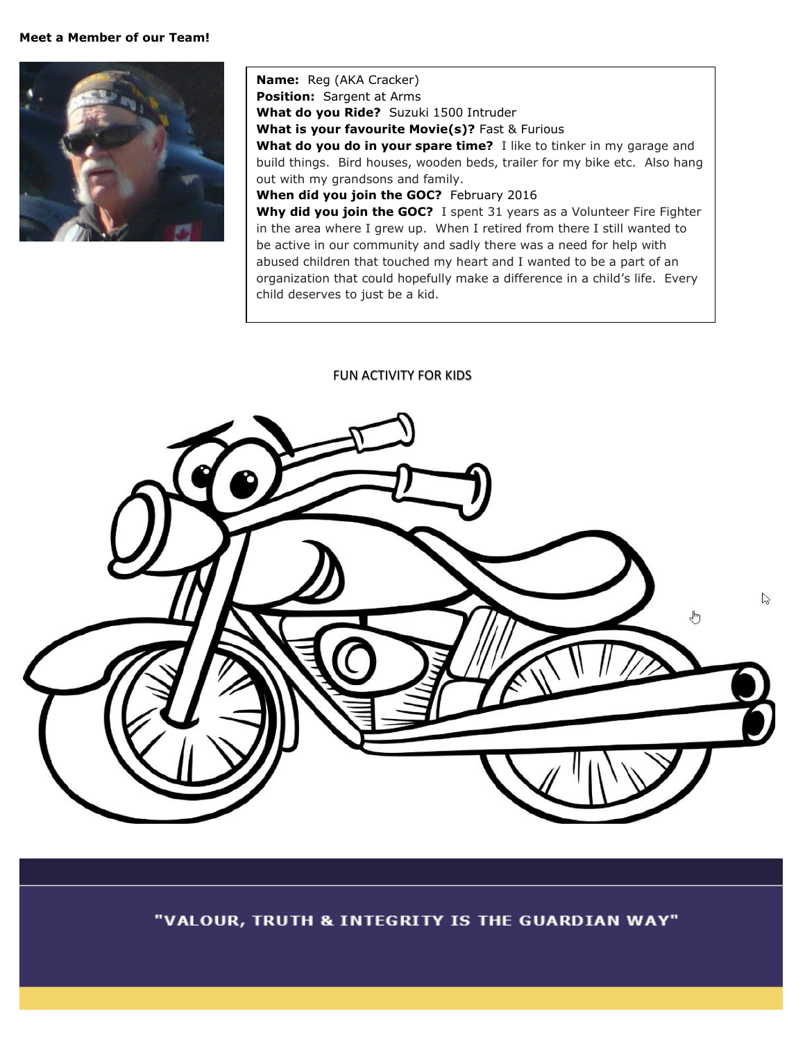**Meet a Member of our Team!**

**Name:** Reg (AKA Cracker)
**Position:** Sargent at Arms
**What do you Ride?** Suzuki 1500 Intruder
**What is your favourite Movie(s)?** Fast & Furious
**What do you do in your spare time?** I like to tinker in my garage and build things. Bird houses, wooden beds, trailer for my bike etc. Also hang out with my grandsons and family.
**When did you join the GOC?** February 2016
**Why did you join the GOC?** I spent 31 years as a Volunteer Fire Fighter in the area where I grew up. When I retired from there I still wanted to be active in our community and sadly there was a need for help with abused children that touched my heart and I wanted to be a part of an organization that could hopefully make a difference in a child's life. Every child deserves to just be a kid.

FUN ACTIVITY FOR KIDS

"VALOUR, TRUTH & INTEGRITY IS THE GUARDIAN WAY"